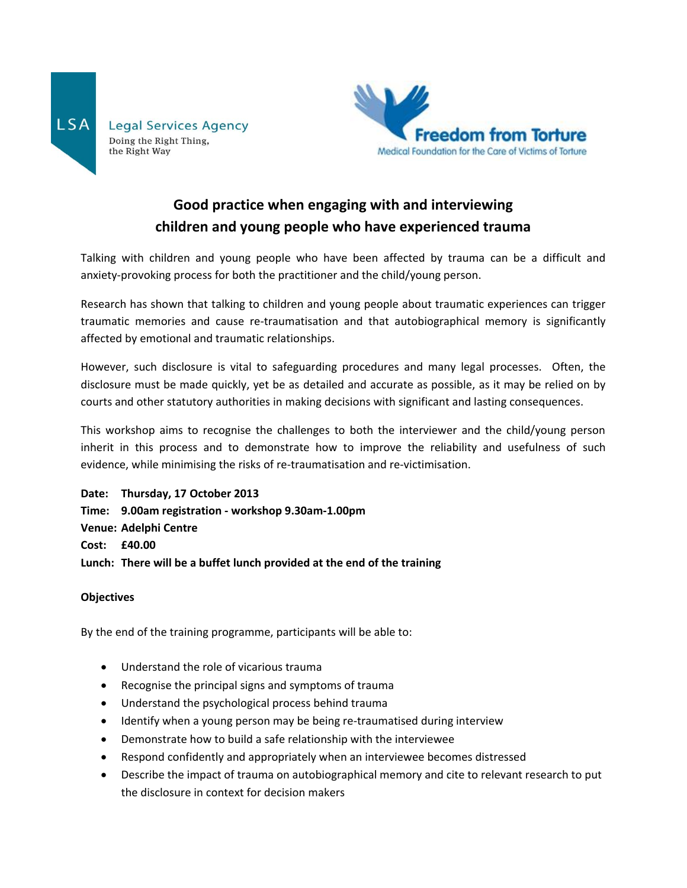LSA Legal Services Agency
Doing the Right Thing, the Right Way

Freedom from Torture
Medical Foundation for the Care of Victims of Torture

# Good practice when engaging with and interviewing children and young people who have experienced trauma

Talking with children and young people who have been affected by trauma can be a difficult and anxiety-provoking process for both the practitioner and the child/young person.

Research has shown that talking to children and young people about traumatic experiences can trigger traumatic memories and cause re-traumatisation and that autobiographical memory is significantly affected by emotional and traumatic relationships.

However, such disclosure is vital to safeguarding procedures and many legal processes. Often, the disclosure must be made quickly, yet be as detailed and accurate as possible, as it may be relied on by courts and other statutory authorities in making decisions with significant and lasting consequences.

This workshop aims to recognise the challenges to both the interviewer and the child/young person inherit in this process and to demonstrate how to improve the reliability and usefulness of such evidence, while minimising the risks of re-traumatisation and re-victimisation.

**Date: Thursday, 17 October 2013**
**Time: 9.00am registration - workshop 9.30am-1.00pm**
**Venue: Adelphi Centre**
**Cost: £40.00**
**Lunch: There will be a buffet lunch provided at the end of the training**

**Objectives**

By the end of the training programme, participants will be able to:

- Understand the role of vicarious trauma
- Recognise the principal signs and symptoms of trauma
- Understand the psychological process behind trauma
- Identify when a young person may be being re-traumatised during interview
- Demonstrate how to build a safe relationship with the interviewee
- Respond confidently and appropriately when an interviewee becomes distressed
- Describe the impact of trauma on autobiographical memory and cite to relevant research to put the disclosure in context for decision makers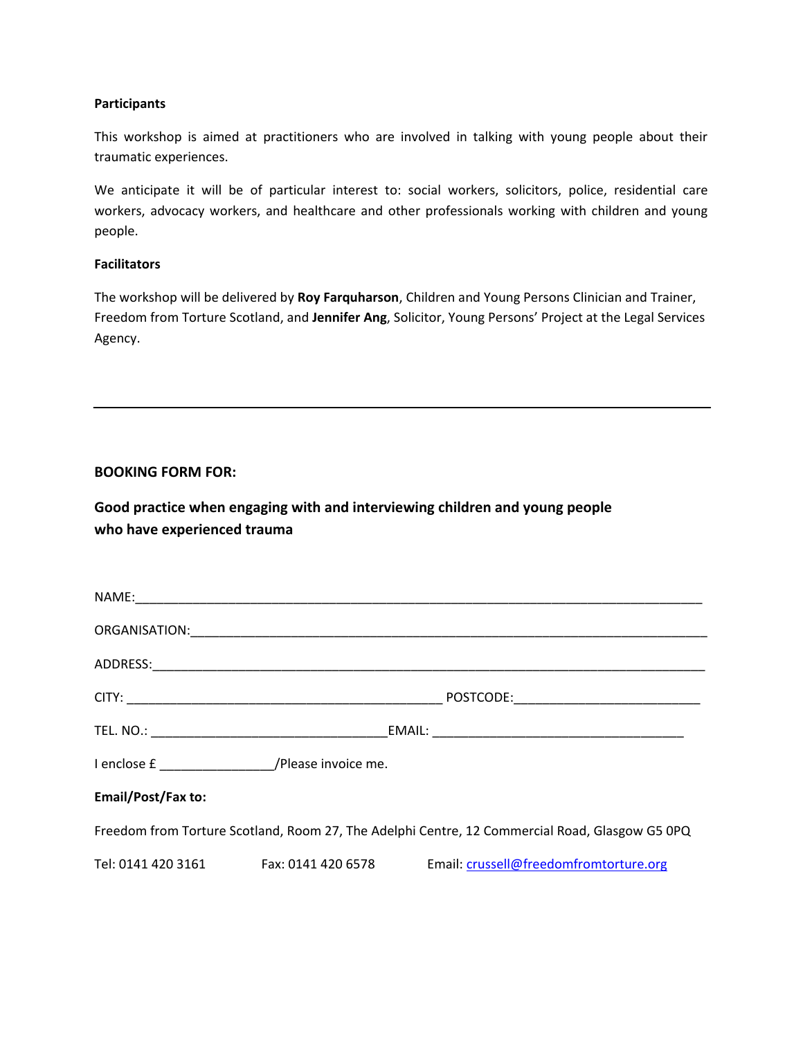**Participants**

This workshop is aimed at practitioners who are involved in talking with young people about their traumatic experiences.

We anticipate it will be of particular interest to: social workers, solicitors, police, residential care workers, advocacy workers, and healthcare and other professionals working with children and young people.

**Facilitators**

The workshop will be delivered by **Roy Farquharson**, Children and Young Persons Clinician and Trainer, Freedom from Torture Scotland, and **Jennifer Ang**, Solicitor, Young Persons' Project at the Legal Services Agency.

---

**BOOKING FORM FOR:**

**Good practice when engaging with and interviewing children and young people who have experienced trauma**

NAME:_______________________________________________________________________________

ORGANISATION:_______________________________________________________________________

ADDRESS:____________________________________________________________________________

CITY: _________________________________________ POSTCODE:_________________________

TEL. NO.: ________________________________EMAIL: _________________________________

I enclose £ _______________/Please invoice me.

**Email/Post/Fax to:**

Freedom from Torture Scotland, Room 27, The Adelphi Centre, 12 Commercial Road, Glasgow G5 0PQ

Tel: 0141 420 3161 Fax: 0141 420 6578 Email: crussell@freedomfromtorture.org